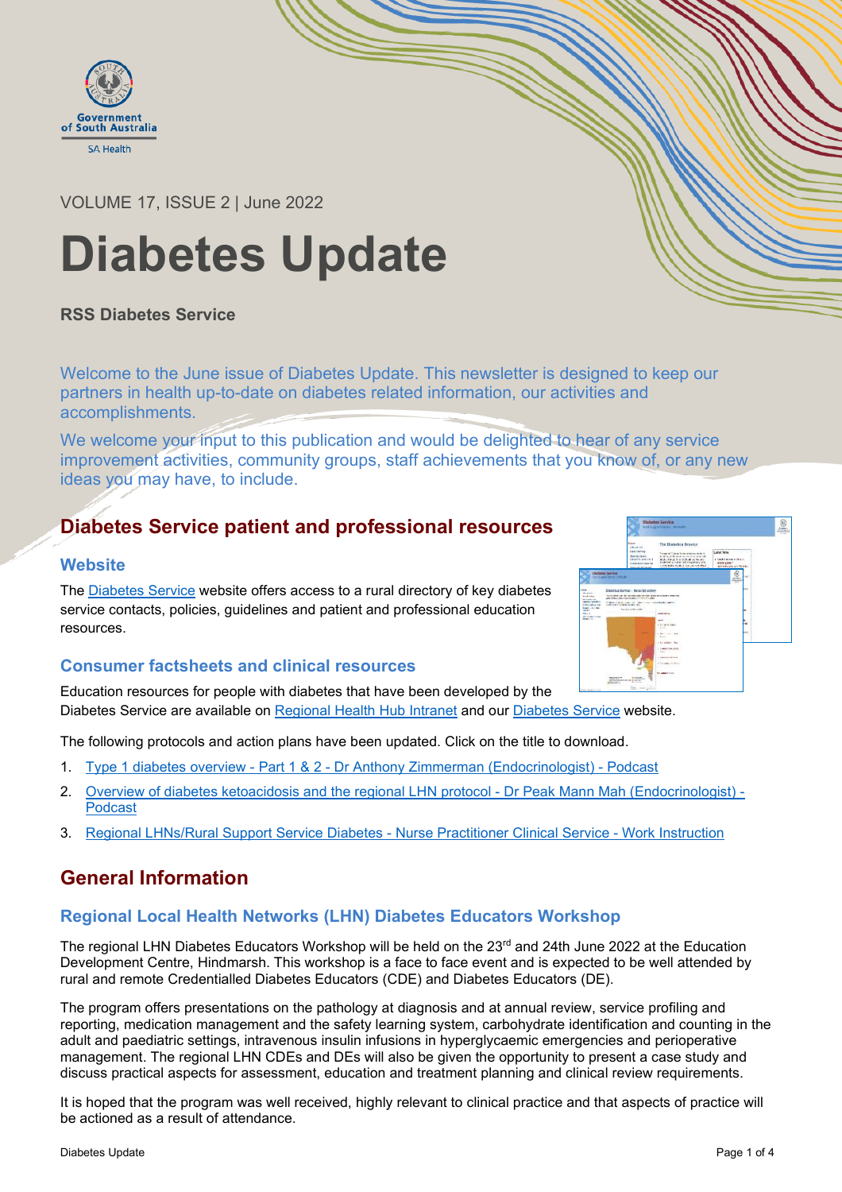Government of South Australia
SA Health

VOLUME 17, ISSUE 2 | June 2022

# Diabetes Update

**RSS Diabetes Service**

Welcome to the June issue of Diabetes Update. This newsletter is designed to keep our partners in health up-to-date on diabetes related information, our activities and accomplishments.

We welcome your input to this publication and would be delighted to hear of any service improvement activities, community groups, staff achievements that you know of, or any new ideas you may have, to include.

## Diabetes Service patient and professional resources

### Website

The Diabetes Service website offers access to a rural directory of key diabetes service contacts, policies, guidelines and patient and professional education resources.

### Consumer factsheets and clinical resources

Education resources for people with diabetes that have been developed by the Diabetes Service are available on Regional Health Hub Intranet and our Diabetes Service website.

The following protocols and action plans have been updated. Click on the title to download.

1. Type 1 diabetes overview - Part 1 & 2 - Dr Anthony Zimmerman (Endocrinologist) - Podcast
2. Overview of diabetes ketoacidosis and the regional LHN protocol - Dr Peak Mann Mah (Endocrinologist) - Podcast
3. Regional LHNs/Rural Support Service Diabetes - Nurse Practitioner Clinical Service - Work Instruction

## General Information

### Regional Local Health Networks (LHN) Diabetes Educators Workshop

The regional LHN Diabetes Educators Workshop will be held on the 23rd and 24th June 2022 at the Education Development Centre, Hindmarsh. This workshop is a face to face event and is expected to be well attended by rural and remote Credentialled Diabetes Educators (CDE) and Diabetes Educators (DE).

The program offers presentations on the pathology at diagnosis and at annual review, service profiling and reporting, medication management and the safety learning system, carbohydrate identification and counting in the adult and paediatric settings, intravenous insulin infusions in hyperglycaemic emergencies and perioperative management. The regional LHN CDEs and DEs will also be given the opportunity to present a case study and discuss practical aspects for assessment, education and treatment planning and clinical review requirements.

It is hoped that the program was well received, highly relevant to clinical practice and that aspects of practice will be actioned as a result of attendance.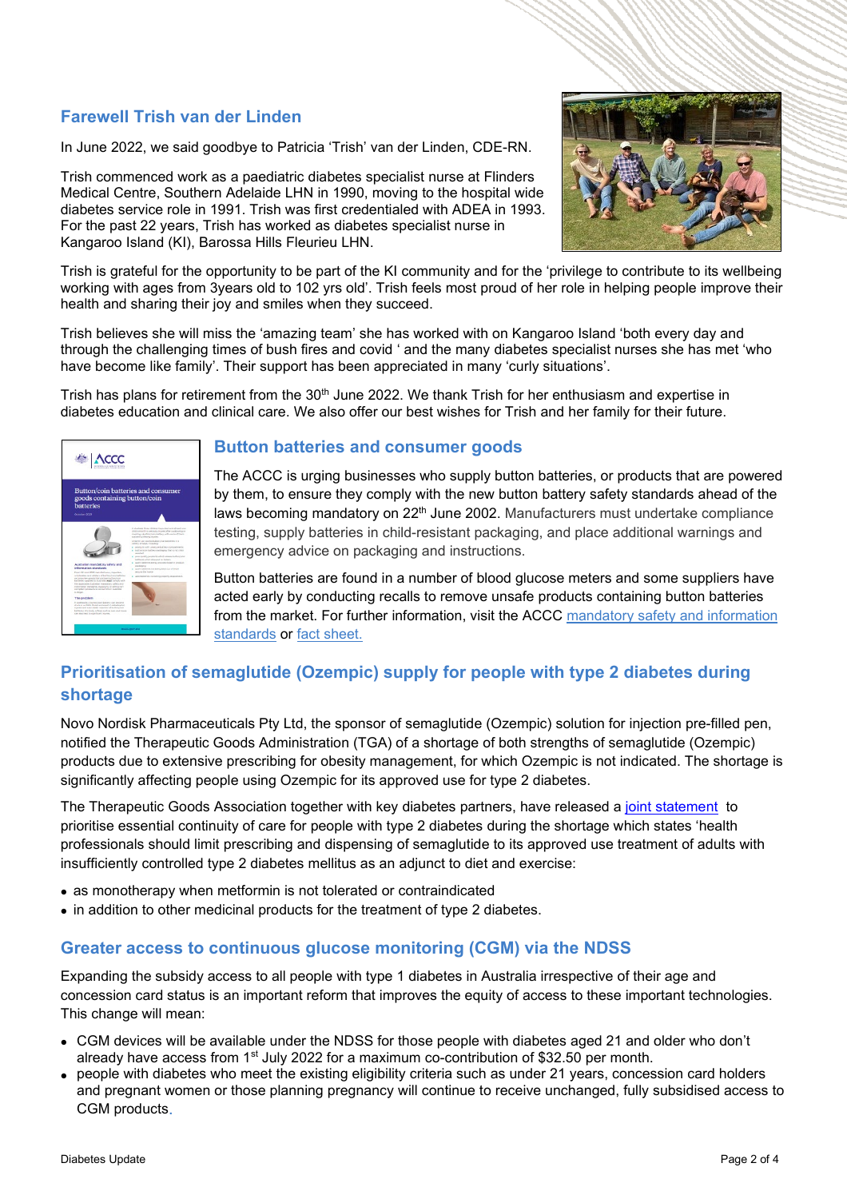## Farewell Trish van der Linden

In June 2022, we said goodbye to Patricia 'Trish' van der Linden, CDE-RN.

Trish commenced work as a paediatric diabetes specialist nurse at Flinders Medical Centre, Southern Adelaide LHN in 1990, moving to the hospital wide diabetes service role in 1991. Trish was first credentialed with ADEA in 1993. For the past 22 years, Trish has worked as diabetes specialist nurse in Kangaroo Island (KI), Barossa Hills Fleurieu LHN.

Trish is grateful for the opportunity to be part of the KI community and for the 'privilege to contribute to its wellbeing working with ages from 3years old to 102 yrs old'. Trish feels most proud of her role in helping people improve their health and sharing their joy and smiles when they succeed.

Trish believes she will miss the 'amazing team' she has worked with on Kangaroo Island 'both every day and through the challenging times of bush fires and covid ' and the many diabetes specialist nurses she has met 'who have become like family'. Their support has been appreciated in many 'curly situations'.

Trish has plans for retirement from the 30th June 2022. We thank Trish for her enthusiasm and expertise in diabetes education and clinical care. We also offer our best wishes for Trish and her family for their future.

## Button batteries and consumer goods

The ACCC is urging businesses who supply button batteries, or products that are powered by them, to ensure they comply with the new button battery safety standards ahead of the laws becoming mandatory on 22nd June 2002. Manufacturers must undertake compliance testing, supply batteries in child-resistant packaging, and place additional warnings and emergency advice on packaging and instructions.

Button batteries are found in a number of blood glucose meters and some suppliers have acted early by conducting recalls to remove unsafe products containing button batteries from the market. For further information, visit the ACCC mandatory safety and information standards or fact sheet.

## Prioritisation of semaglutide (Ozempic) supply for people with type 2 diabetes during shortage

Novo Nordisk Pharmaceuticals Pty Ltd, the sponsor of semaglutide (Ozempic) solution for injection pre-filled pen, notified the Therapeutic Goods Administration (TGA) of a shortage of both strengths of semaglutide (Ozempic) products due to extensive prescribing for obesity management, for which Ozempic is not indicated. The shortage is significantly affecting people using Ozempic for its approved use for type 2 diabetes.

The Therapeutic Goods Association together with key diabetes partners, have released a joint statement to prioritise essential continuity of care for people with type 2 diabetes during the shortage which states 'health professionals should limit prescribing and dispensing of semaglutide to its approved use treatment of adults with insufficiently controlled type 2 diabetes mellitus as an adjunct to diet and exercise:

- as monotherapy when metformin is not tolerated or contraindicated
- in addition to other medicinal products for the treatment of type 2 diabetes.

## Greater access to continuous glucose monitoring (CGM) via the NDSS

Expanding the subsidy access to all people with type 1 diabetes in Australia irrespective of their age and concession card status is an important reform that improves the equity of access to these important technologies. This change will mean:

- CGM devices will be available under the NDSS for those people with diabetes aged 21 and older who don't already have access from 1st July 2022 for a maximum co-contribution of $32.50 per month.
- people with diabetes who meet the existing eligibility criteria such as under 21 years, concession card holders and pregnant women or those planning pregnancy will continue to receive unchanged, fully subsidised access to CGM products.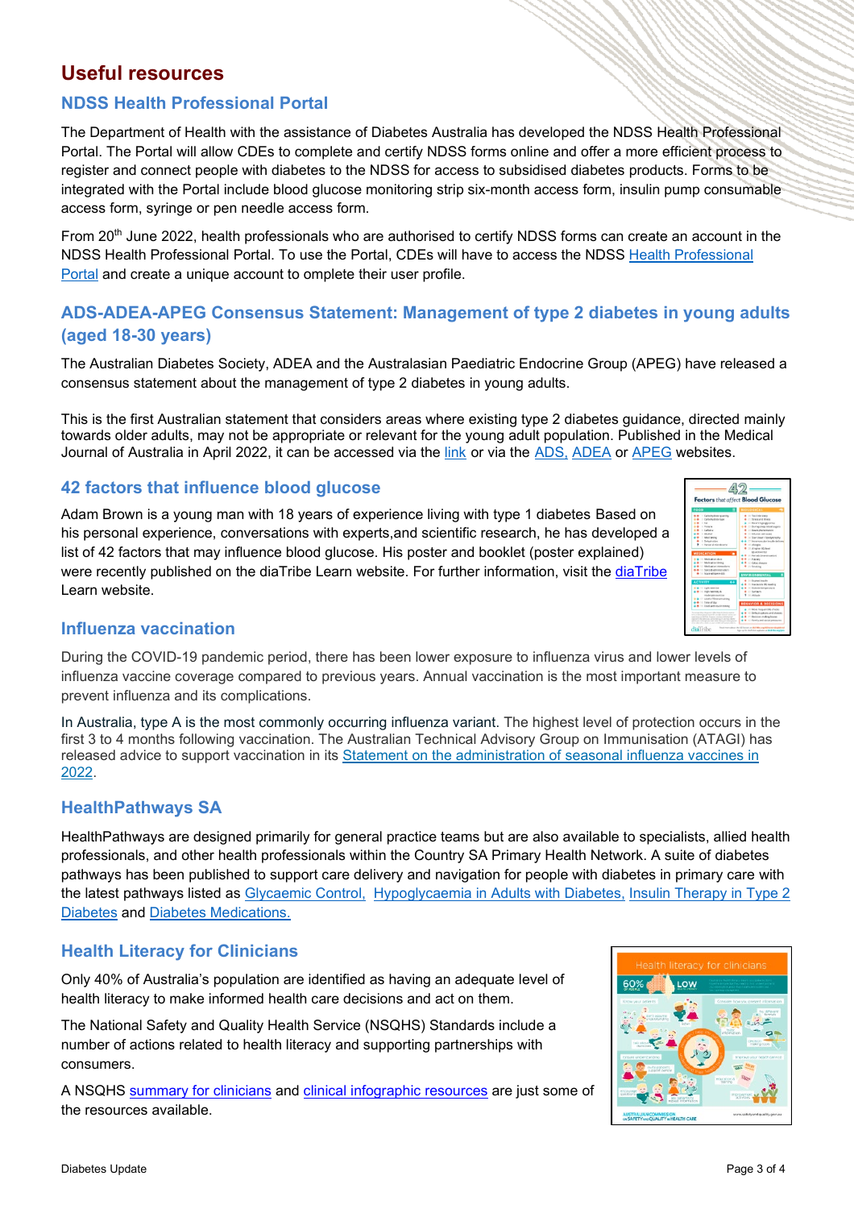# Useful resources

## NDSS Health Professional Portal

The Department of Health with the assistance of Diabetes Australia has developed the NDSS Health Professional Portal. The Portal will allow CDEs to complete and certify NDSS forms online and offer a more efficient process to register and connect people with diabetes to the NDSS for access to subsidised diabetes products. Forms to be integrated with the Portal include blood glucose monitoring strip six-month access form, insulin pump consumable access form, syringe or pen needle access form.

From 20th June 2022, health professionals who are authorised to certify NDSS forms can create an account in the NDSS Health Professional Portal. To use the Portal, CDEs will have to access the NDSS Health Professional Portal and create a unique account to omplete their user profile.

## ADS-ADEA-APEG Consensus Statement: Management of type 2 diabetes in young adults (aged 18-30 years)

The Australian Diabetes Society, ADEA and the Australasian Paediatric Endocrine Group (APEG) have released a consensus statement about the management of type 2 diabetes in young adults.

This is the first Australian statement that considers areas where existing type 2 diabetes guidance, directed mainly towards older adults, may not be appropriate or relevant for the young adult population. Published in the Medical Journal of Australia in April 2022, it can be accessed via the link or via the ADS, ADEA or APEG websites.

## 42 factors that influence blood glucose

Adam Brown is a young man with 18 years of experience living with type 1 diabetes Based on his personal experience, conversations with experts,and scientific research, he has developed a list of 42 factors that may influence blood glucose. His poster and booklet (poster explained) were recently published on the diaTribe Learn website. For further information, visit the diaTribe Learn website.

## Influenza vaccination

During the COVID-19 pandemic period, there has been lower exposure to influenza virus and lower levels of influenza vaccine coverage compared to previous years. Annual vaccination is the most important measure to prevent influenza and its complications.

In Australia, type A is the most commonly occurring influenza variant. The highest level of protection occurs in the first 3 to 4 months following vaccination. The Australian Technical Advisory Group on Immunisation (ATAGI) has released advice to support vaccination in its Statement on the administration of seasonal influenza vaccines in 2022.

## HealthPathways SA

HealthPathways are designed primarily for general practice teams but are also available to specialists, allied health professionals, and other health professionals within the Country SA Primary Health Network. A suite of diabetes pathways has been published to support care delivery and navigation for people with diabetes in primary care with the latest pathways listed as Glycaemic Control, Hypoglycaemia in Adults with Diabetes, Insulin Therapy in Type 2 Diabetes and Diabetes Medications.

## Health Literacy for Clinicians

Only 40% of Australia's population are identified as having an adequate level of health literacy to make informed health care decisions and act on them.

The National Safety and Quality Health Service (NSQHS) Standards include a number of actions related to health literacy and supporting partnerships with consumers.

A NSQHS summary for clinicians and clinical infographic resources are just some of the resources available.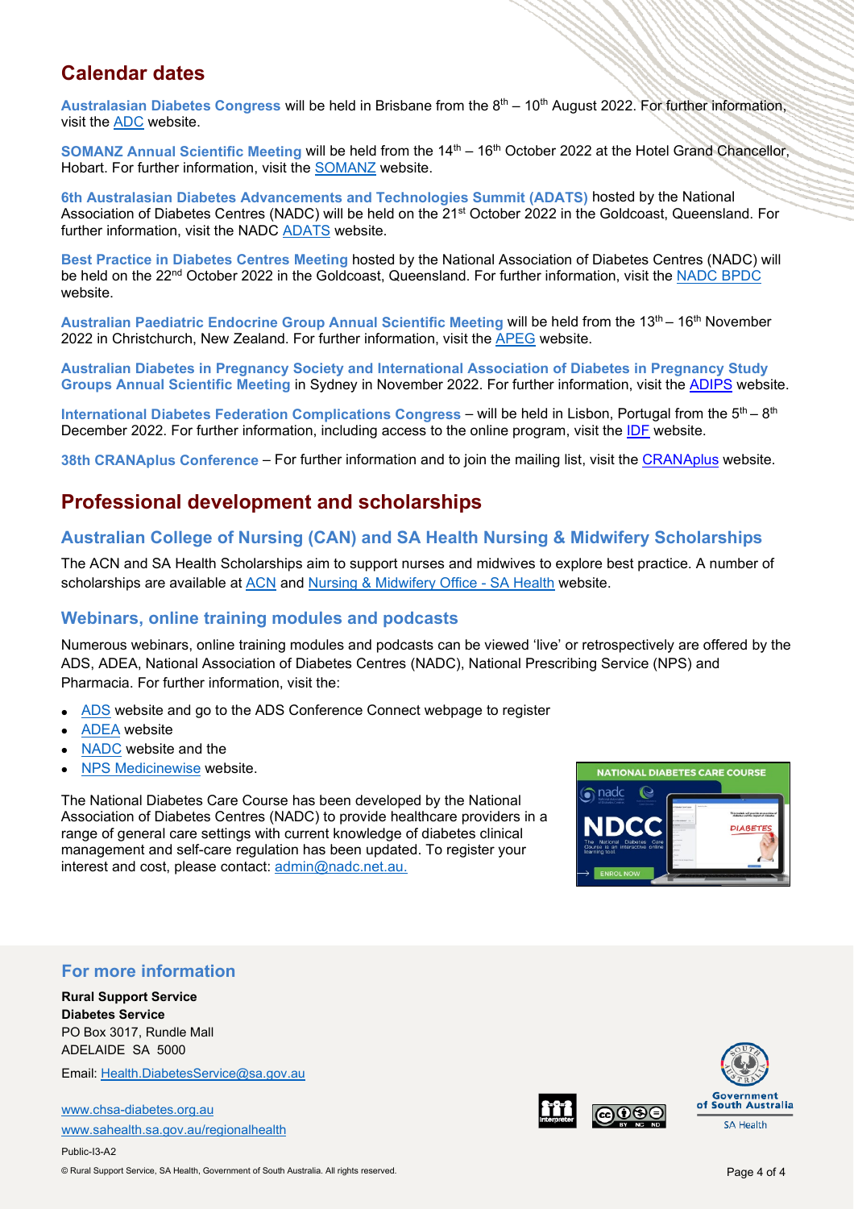## Calendar dates

**Australasian Diabetes Congress** will be held in Brisbane from the 8th – 10th August 2022. For further information, visit the ADC website.

**SOMANZ Annual Scientific Meeting** will be held from the 14th – 16th October 2022 at the Hotel Grand Chancellor, Hobart. For further information, visit the SOMANZ website.

**6th Australasian Diabetes Advancements and Technologies Summit (ADATS)** hosted by the National Association of Diabetes Centres (NADC) will be held on the 21st October 2022 in the Goldcoast, Queensland. For further information, visit the NADC ADATS website.

**Best Practice in Diabetes Centres Meeting** hosted by the National Association of Diabetes Centres (NADC) will be held on the 22nd October 2022 in the Goldcoast, Queensland. For further information, visit the NADC BPDC website.

**Australian Paediatric Endocrine Group Annual Scientific Meeting** will be held from the 13th – 16th November 2022 in Christchurch, New Zealand. For further information, visit the APEG website.

**Australian Diabetes in Pregnancy Society and International Association of Diabetes in Pregnancy Study Groups Annual Scientific Meeting** in Sydney in November 2022. For further information, visit the ADIPS website.

**International Diabetes Federation Complications Congress** – will be held in Lisbon, Portugal from the 5th – 8th December 2022. For further information, including access to the online program, visit the IDF website.

**38th CRANAplus Conference** – For further information and to join the mailing list, visit the CRANAplus website.

## Professional development and scholarships

### Australian College of Nursing (CAN) and SA Health Nursing & Midwifery Scholarships

The ACN and SA Health Scholarships aim to support nurses and midwives to explore best practice. A number of scholarships are available at ACN and Nursing & Midwifery Office - SA Health website.

### Webinars, online training modules and podcasts

Numerous webinars, online training modules and podcasts can be viewed 'live' or retrospectively are offered by the ADS, ADEA, National Association of Diabetes Centres (NADC), National Prescribing Service (NPS) and Pharmacia. For further information, visit the:

- ADS website and go to the ADS Conference Connect webpage to register
- ADEA website
- NADC website and the
- NPS Medicinewise website.

The National Diabetes Care Course has been developed by the National Association of Diabetes Centres (NADC) to provide healthcare providers in a range of general care settings with current knowledge of diabetes clinical management and self-care regulation has been updated. To register your interest and cost, please contact: admin@nadc.net.au.

## For more information

**Rural Support Service**
**Diabetes Service**
PO Box 3017, Rundle Mall
ADELAIDE SA 5000

Email: Health.DiabetesService@sa.gov.au

www.chsa-diabetes.org.au
www.sahealth.sa.gov.au/regionalhealth

Public-I3-A2

© Rural Support Service, SA Health, Government of South Australia. All rights reserved.